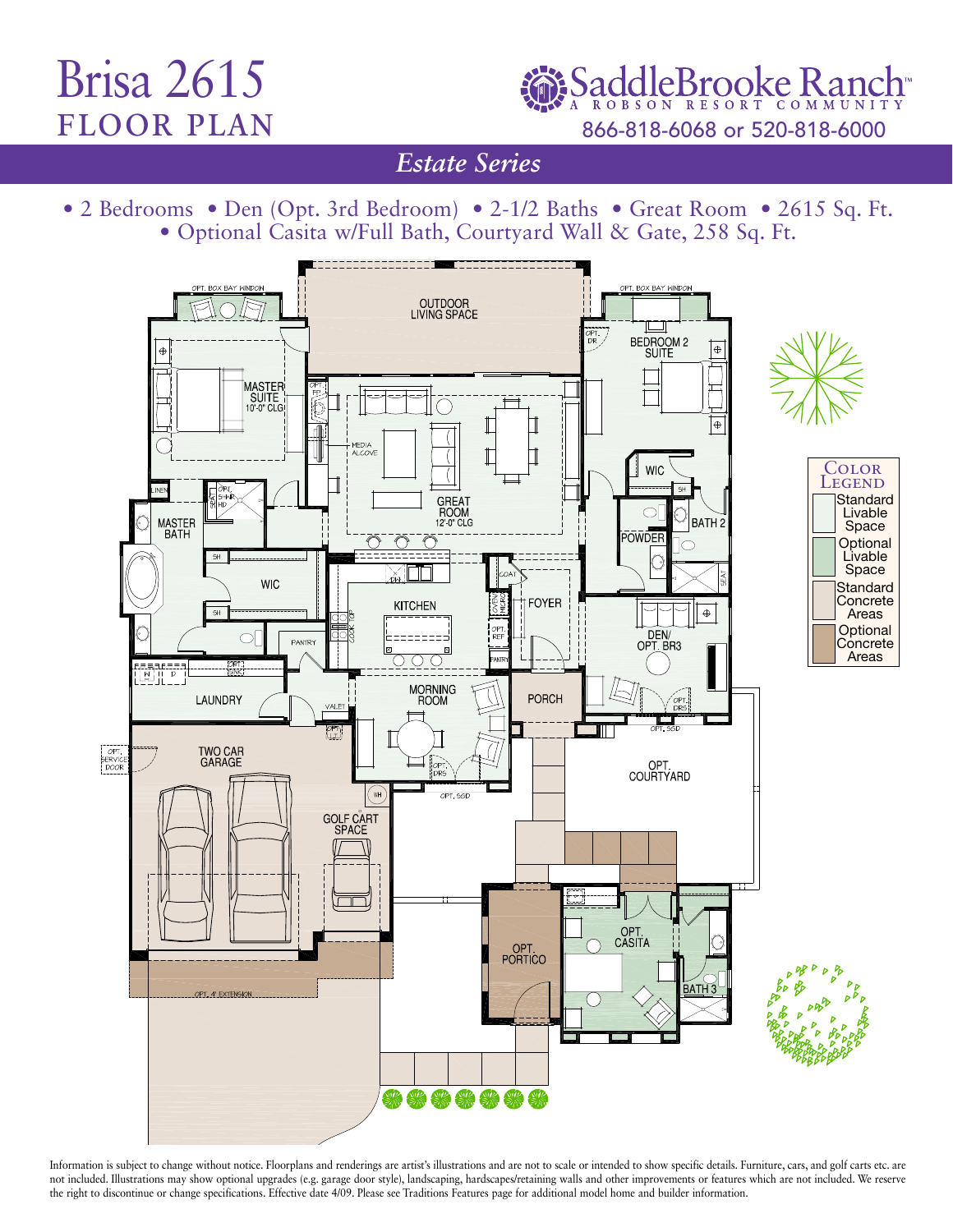# Brisa 2615
## FLOOR PLAN

SaddleBrooke Ranch™
A ROBSON RESORT COMMUNITY
866-818-6068 or 520-818-6000

*Estate Series*

• 2 Bedrooms • Den (Opt. 3rd Bedroom) • 2-1/2 Baths • Great Room • 2615 Sq. Ft.
• Optional Casita w/Full Bath, Courtyard Wall & Gate, 258 Sq. Ft.

OPT. BOX BAY WINDOW
OUTDOOR LIVING SPACE
OPT. BOX BAY WINDOW
OPT. DR
BEDROOM 2 SUITE
MASTER SUITE 10'-0" CLG
OPT. FP
MEDIA ALCOVE
GREAT ROOM 12'-0" CLG
WIC
LINEN
OPT. SHWR HD
SEAT
SH
BATH 2
MASTER BATH
POWDER
SH
WIC
DW
COAT
KITCHEN
FOYER
SEAT
SH
COOK TOP
MICRO
OPT. REF
DEN/ OPT. BR3
PANTRY
PANTRY
OPT. SINK
W D
LAUNDRY
VALET
MORNING ROOM
PORCH
OPT. DRS
OPT. SSD
OPT. SERVICE DOOR
TWO CAR GARAGE
OPT. DRS
WH
OPT. SSD
OPT. COURTYARD
GOLF CART SPACE
OPT. CASITA
OPT. PORTICO
BATH 3
OPT. 4' EXTENSION

| COLOR LEGEND |
| --- |
| Standard Livable Space |
| Optional Livable Space |
| Standard Concrete Areas |
| Optional Concrete Areas |

Information is subject to change without notice. Floorplans and renderings are artist's illustrations and are not to scale or intended to show specific details. Furniture, cars, and golf carts etc. are not included. Illustrations may show optional upgrades (e.g. garage door style), landscaping, hardscapes/retaining walls and other improvements or features which are not included. We reserve the right to discontinue or change specifications. Effective date 4/09. Please see Traditions Features page for additional model home and builder information.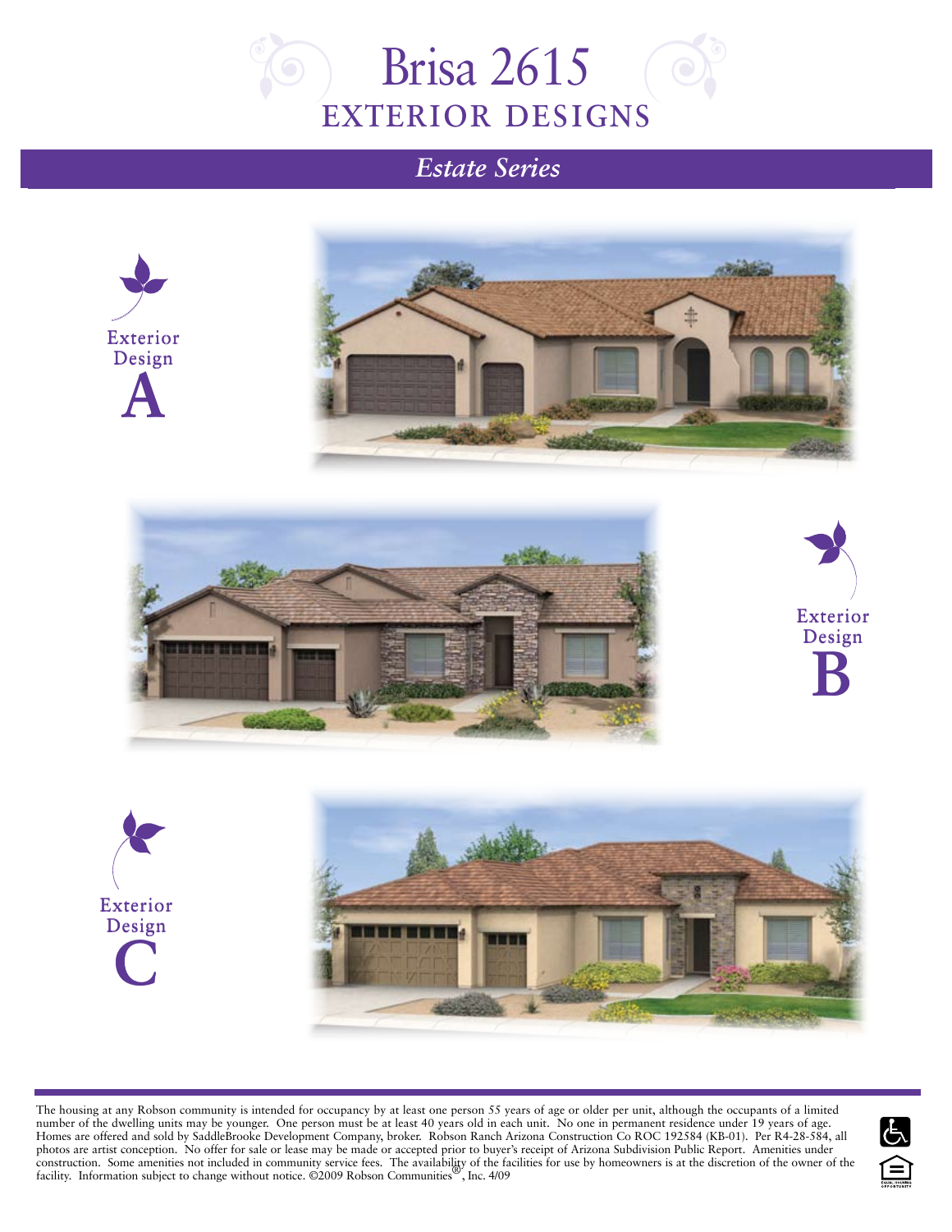# Brisa 2615

## EXTERIOR DESIGNS

### *Estate Series*

Exterior Design **A**

Exterior Design **B**

Exterior Design **C**

The housing at any Robson community is intended for occupancy by at least one person 55 years of age or older per unit, although the occupants of a limited number of the dwelling units may be younger. One person must be at least 40 years old in each unit. No one in permanent residence under 19 years of age. Homes are offered and sold by SaddleBrooke Development Company, broker. Robson Ranch Arizona Construction Co ROC 192584 (KB-01). Per R4-28-584, all photos are artist conception. No offer for sale or lease may be made or accepted prior to buyer's receipt of Arizona Subdivision Public Report. Amenities under construction. Some amenities not included in community service fees. The availability of the facilities for use by homeowners is at the discretion of the owner of the facility. Information subject to change without notice. ©2009 Robson Communities®, Inc. 4/09